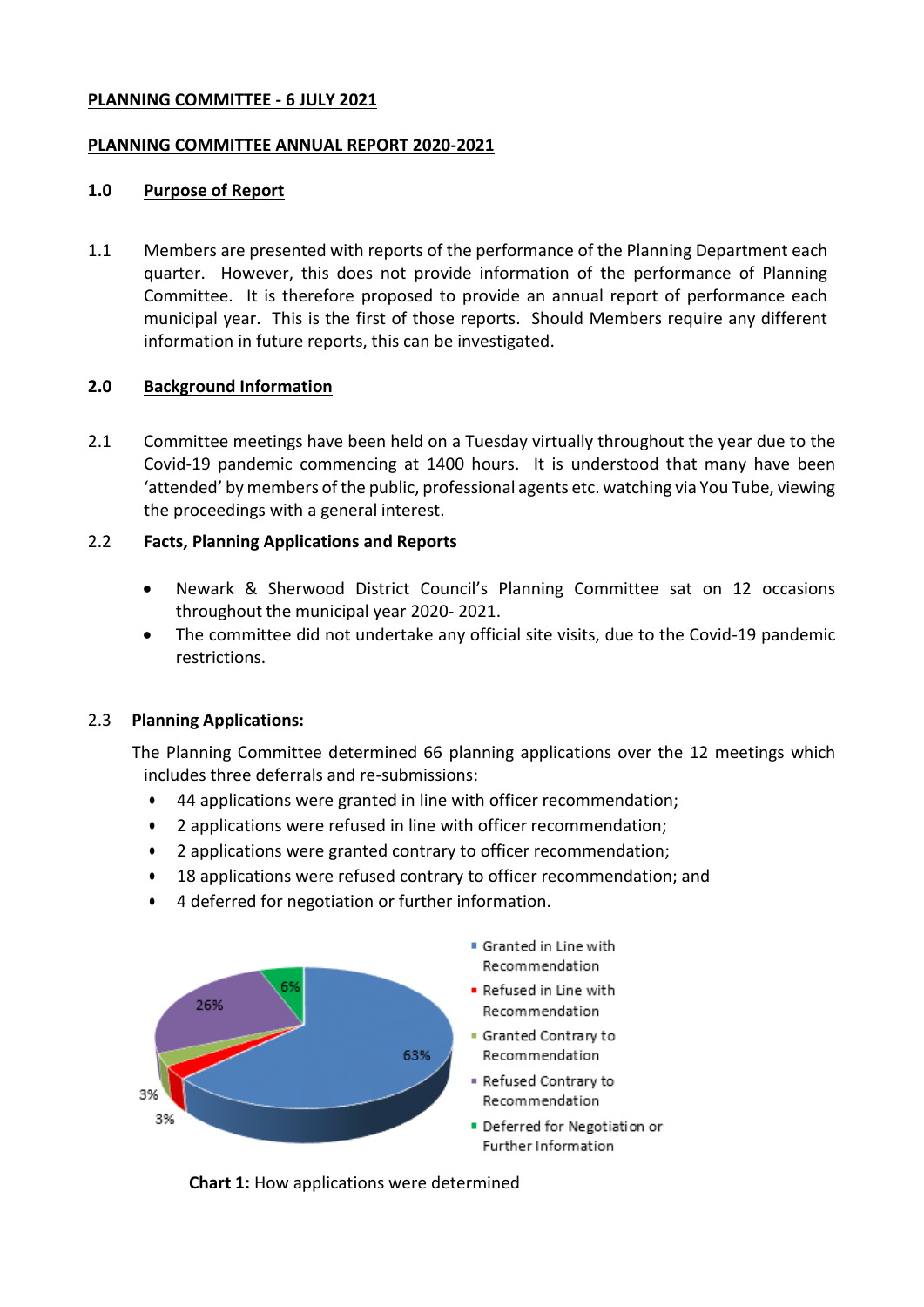**PLANNING COMMITTEE - 6 JULY 2021**

**PLANNING COMMITTEE ANNUAL REPORT 2020-2021**

## 1.0 Purpose of Report

1.1 Members are presented with reports of the performance of the Planning Department each quarter. However, this does not provide information of the performance of Planning Committee. It is therefore proposed to provide an annual report of performance each municipal year. This is the first of those reports. Should Members require any different information in future reports, this can be investigated.

## 2.0 Background Information

2.1 Committee meetings have been held on a Tuesday virtually throughout the year due to the Covid-19 pandemic commencing at 1400 hours. It is understood that many have been 'attended' by members of the public, professional agents etc. watching via You Tube, viewing the proceedings with a general interest.

2.2 **Facts, Planning Applications and Reports**

- Newark & Sherwood District Council's Planning Committee sat on 12 occasions throughout the municipal year 2020- 2021.
- The committee did not undertake any official site visits, due to the Covid-19 pandemic restrictions.

2.3 **Planning Applications:**

The Planning Committee determined 66 planning applications over the 12 meetings which includes three deferrals and re-submissions:

- 44 applications were granted in line with officer recommendation;
- 2 applications were refused in line with officer recommendation;
- 2 applications were granted contrary to officer recommendation;
- 18 applications were refused contrary to officer recommendation; and
- 4 deferred for negotiation or further information.

| Category | Percentage |
|---|---|
| Granted in Line with Recommendation | 63% |
| Refused in Line with Recommendation | 3% |
| Granted Contrary to Recommendation | 3% |
| Refused Contrary to Recommendation | 26% |
| Deferred for Negotiation or Further Information | 6% |

**Chart 1:** How applications were determined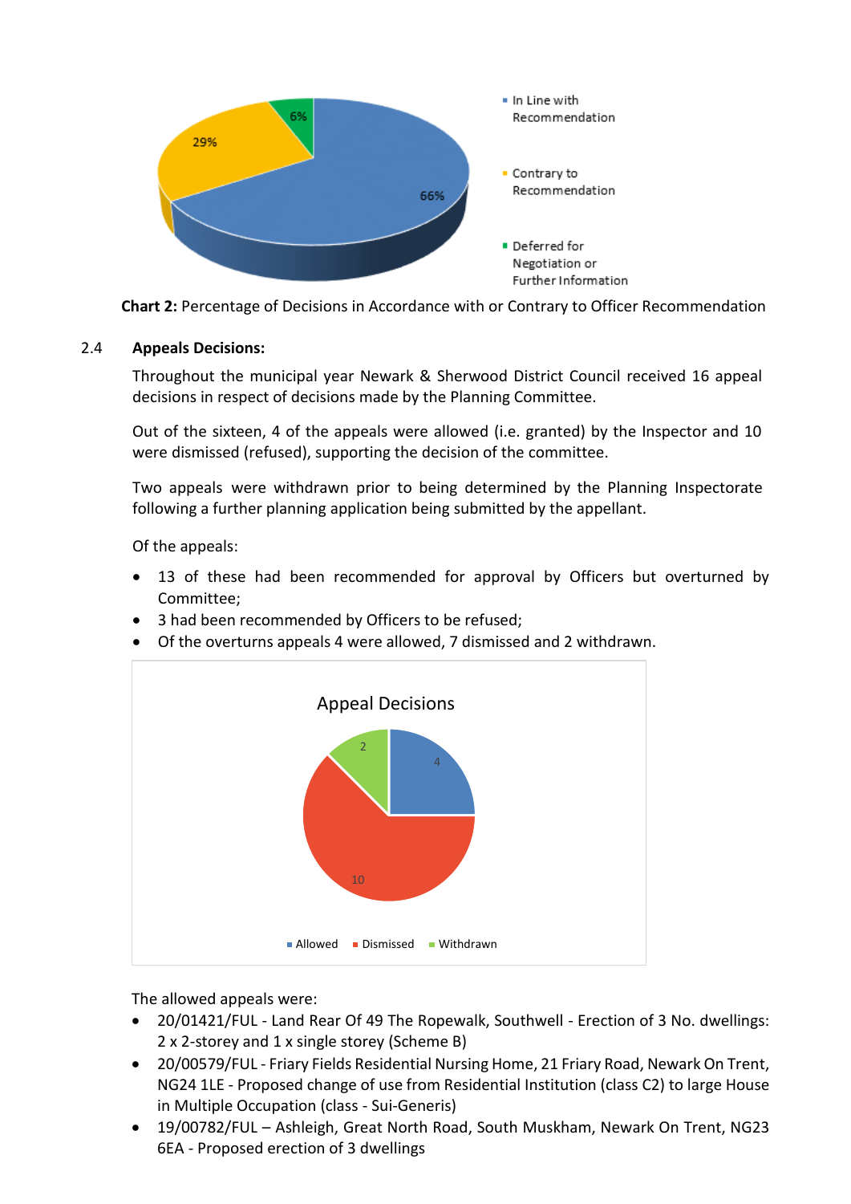**Chart 2:** Percentage of Decisions in Accordance with or Contrary to Officer Recommendation

2.4 **Appeals Decisions:**

Throughout the municipal year Newark & Sherwood District Council received 16 appeal decisions in respect of decisions made by the Planning Committee.

Out of the sixteen, 4 of the appeals were allowed (i.e. granted) by the Inspector and 10 were dismissed (refused), supporting the decision of the committee.

Two appeals were withdrawn prior to being determined by the Planning Inspectorate following a further planning application being submitted by the appellant.

Of the appeals:

- 13 of these had been recommended for approval by Officers but overturned by Committee;
- 3 had been recommended by Officers to be refused;
- Of the overturns appeals 4 were allowed, 7 dismissed and 2 withdrawn.

The allowed appeals were:

- 20/01421/FUL - Land Rear Of 49 The Ropewalk, Southwell - Erection of 3 No. dwellings: 2 x 2-storey and 1 x single storey (Scheme B)
- 20/00579/FUL - Friary Fields Residential Nursing Home, 21 Friary Road, Newark On Trent, NG24 1LE - Proposed change of use from Residential Institution (class C2) to large House in Multiple Occupation (class - Sui-Generis)
- 19/00782/FUL – Ashleigh, Great North Road, South Muskham, Newark On Trent, NG23 6EA - Proposed erection of 3 dwellings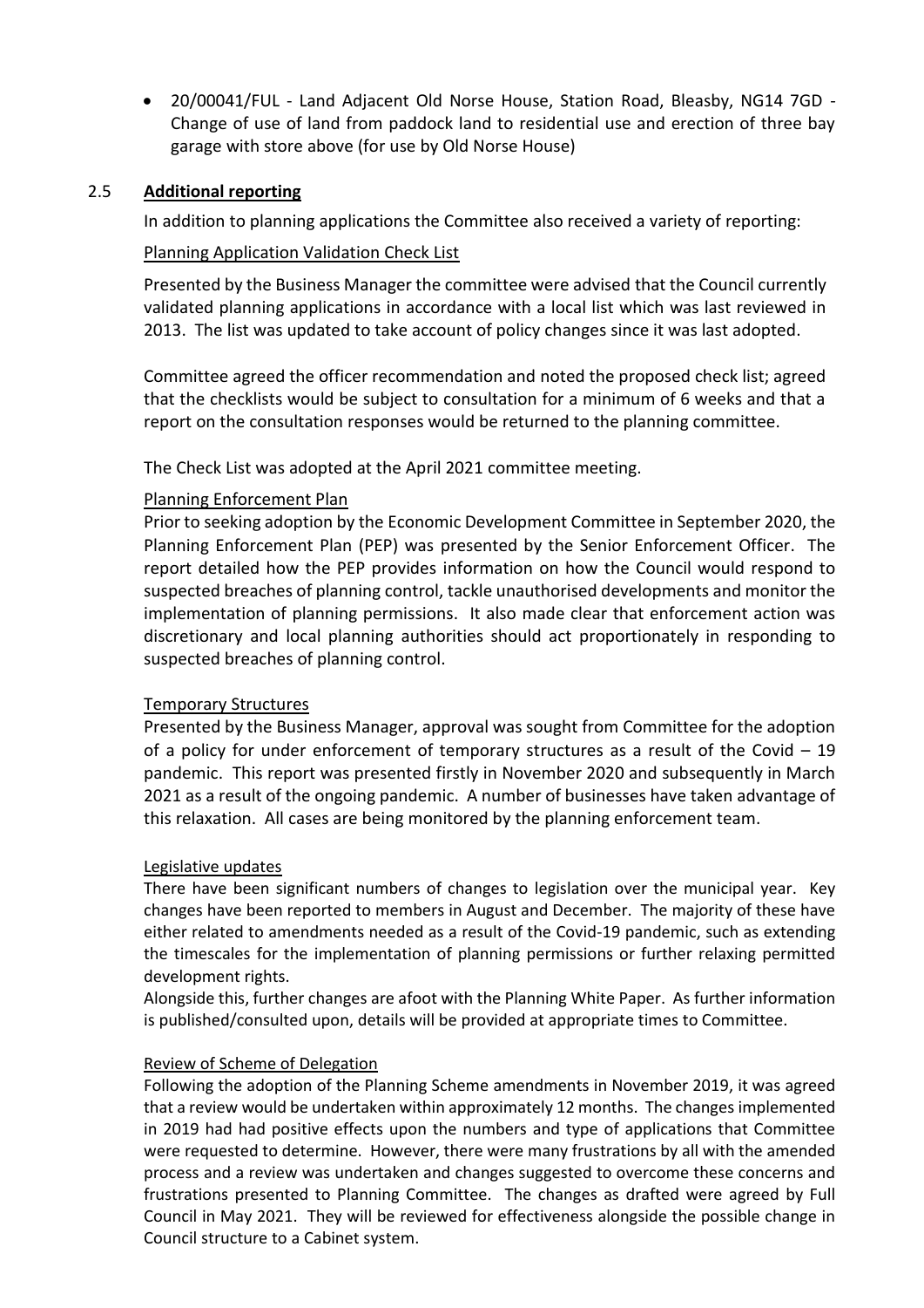- 20/00041/FUL - Land Adjacent Old Norse House, Station Road, Bleasby, NG14 7GD - Change of use of land from paddock land to residential use and erection of three bay garage with store above (for use by Old Norse House)

## 2.5 Additional reporting

In addition to planning applications the Committee also received a variety of reporting:

Planning Application Validation Check List

Presented by the Business Manager the committee were advised that the Council currently validated planning applications in accordance with a local list which was last reviewed in 2013. The list was updated to take account of policy changes since it was last adopted.

Committee agreed the officer recommendation and noted the proposed check list; agreed that the checklists would be subject to consultation for a minimum of 6 weeks and that a report on the consultation responses would be returned to the planning committee.

The Check List was adopted at the April 2021 committee meeting.

Planning Enforcement Plan

Prior to seeking adoption by the Economic Development Committee in September 2020, the Planning Enforcement Plan (PEP) was presented by the Senior Enforcement Officer. The report detailed how the PEP provides information on how the Council would respond to suspected breaches of planning control, tackle unauthorised developments and monitor the implementation of planning permissions. It also made clear that enforcement action was discretionary and local planning authorities should act proportionately in responding to suspected breaches of planning control.

Temporary Structures

Presented by the Business Manager, approval was sought from Committee for the adoption of a policy for under enforcement of temporary structures as a result of the Covid – 19 pandemic. This report was presented firstly in November 2020 and subsequently in March 2021 as a result of the ongoing pandemic. A number of businesses have taken advantage of this relaxation. All cases are being monitored by the planning enforcement team.

Legislative updates

There have been significant numbers of changes to legislation over the municipal year. Key changes have been reported to members in August and December. The majority of these have either related to amendments needed as a result of the Covid-19 pandemic, such as extending the timescales for the implementation of planning permissions or further relaxing permitted development rights.

Alongside this, further changes are afoot with the Planning White Paper. As further information is published/consulted upon, details will be provided at appropriate times to Committee.

Review of Scheme of Delegation

Following the adoption of the Planning Scheme amendments in November 2019, it was agreed that a review would be undertaken within approximately 12 months. The changes implemented in 2019 had had positive effects upon the numbers and type of applications that Committee were requested to determine. However, there were many frustrations by all with the amended process and a review was undertaken and changes suggested to overcome these concerns and frustrations presented to Planning Committee. The changes as drafted were agreed by Full Council in May 2021. They will be reviewed for effectiveness alongside the possible change in Council structure to a Cabinet system.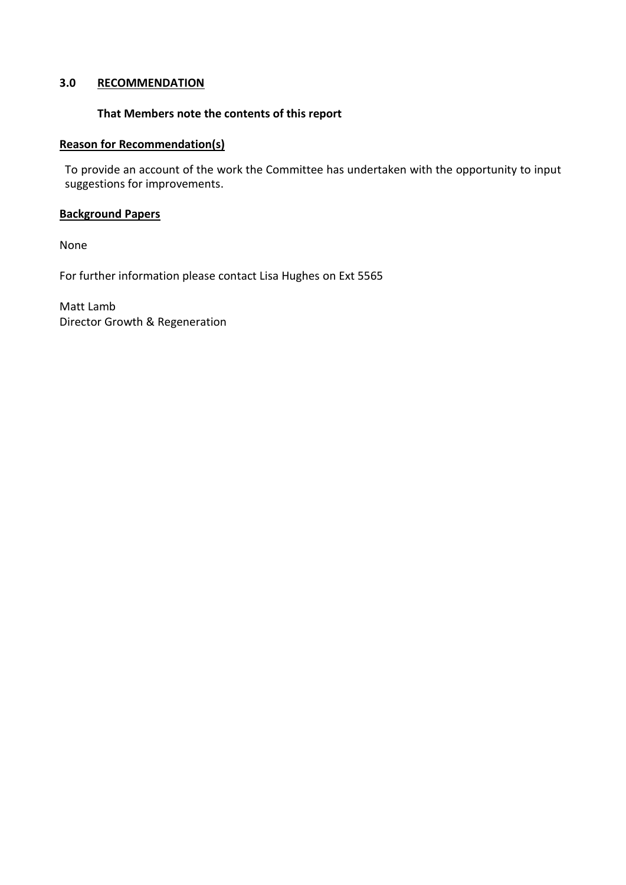## 3.0 RECOMMENDATION

**That Members note the contents of this report**

**Reason for Recommendation(s)**

To provide an account of the work the Committee has undertaken with the opportunity to input suggestions for improvements.

**Background Papers**

None

For further information please contact Lisa Hughes on Ext 5565

Matt Lamb
Director Growth & Regeneration